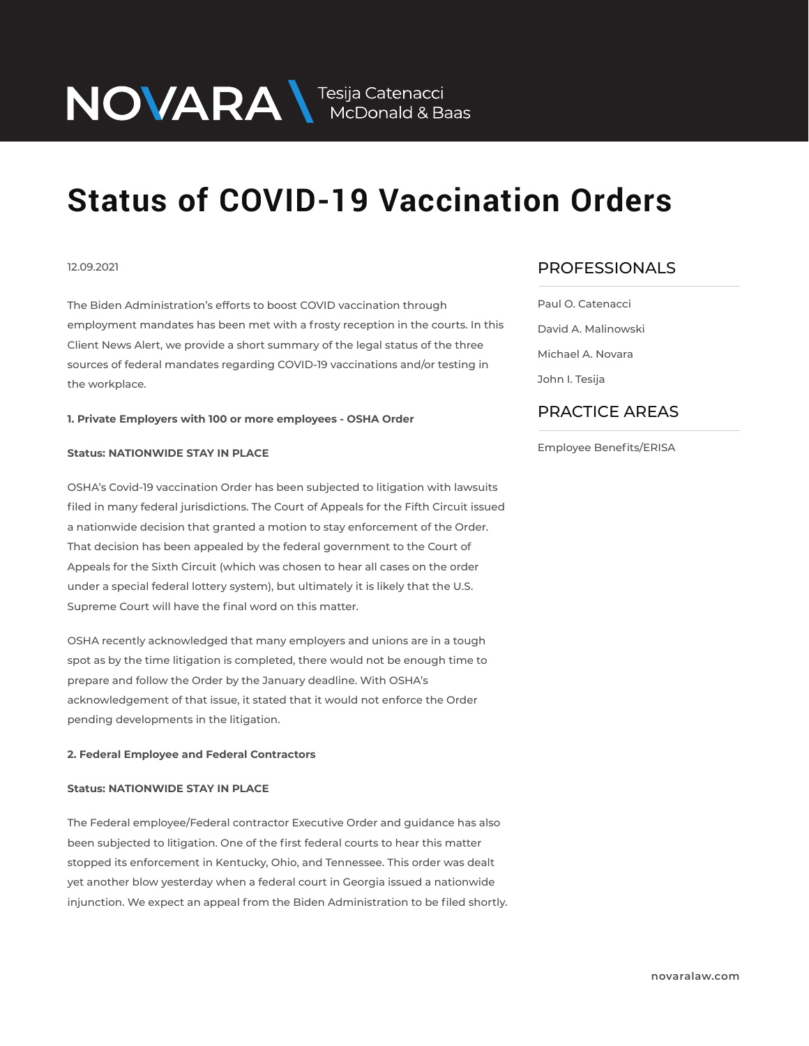NOVARA \ Tesija Catenacci McDonald & Baas

# Status of COVID-19 Vaccination Orders

12.09.2021

The Biden Administration's efforts to boost COVID vaccination through employment mandates has been met with a frosty reception in the courts. In this Client News Alert, we provide a short summary of the legal status of the three sources of federal mandates regarding COVID-19 vaccinations and/or testing in the workplace.

**1. Private Employers with 100 or more employees - OSHA Order**

**Status: NATIONWIDE STAY IN PLACE**

OSHA's Covid-19 vaccination Order has been subjected to litigation with lawsuits filed in many federal jurisdictions. The Court of Appeals for the Fifth Circuit issued a nationwide decision that granted a motion to stay enforcement of the Order. That decision has been appealed by the federal government to the Court of Appeals for the Sixth Circuit (which was chosen to hear all cases on the order under a special federal lottery system), but ultimately it is likely that the U.S. Supreme Court will have the final word on this matter.

OSHA recently acknowledged that many employers and unions are in a tough spot as by the time litigation is completed, there would not be enough time to prepare and follow the Order by the January deadline. With OSHA's acknowledgement of that issue, it stated that it would not enforce the Order pending developments in the litigation.

**2. Federal Employee and Federal Contractors**

**Status: NATIONWIDE STAY IN PLACE**

The Federal employee/Federal contractor Executive Order and guidance has also been subjected to litigation. One of the first federal courts to hear this matter stopped its enforcement in Kentucky, Ohio, and Tennessee. This order was dealt yet another blow yesterday when a federal court in Georgia issued a nationwide injunction. We expect an appeal from the Biden Administration to be filed shortly.

## PROFESSIONALS

Paul O. Catenacci

David A. Malinowski

Michael A. Novara

John I. Tesija

## PRACTICE AREAS

Employee Benefits/ERISA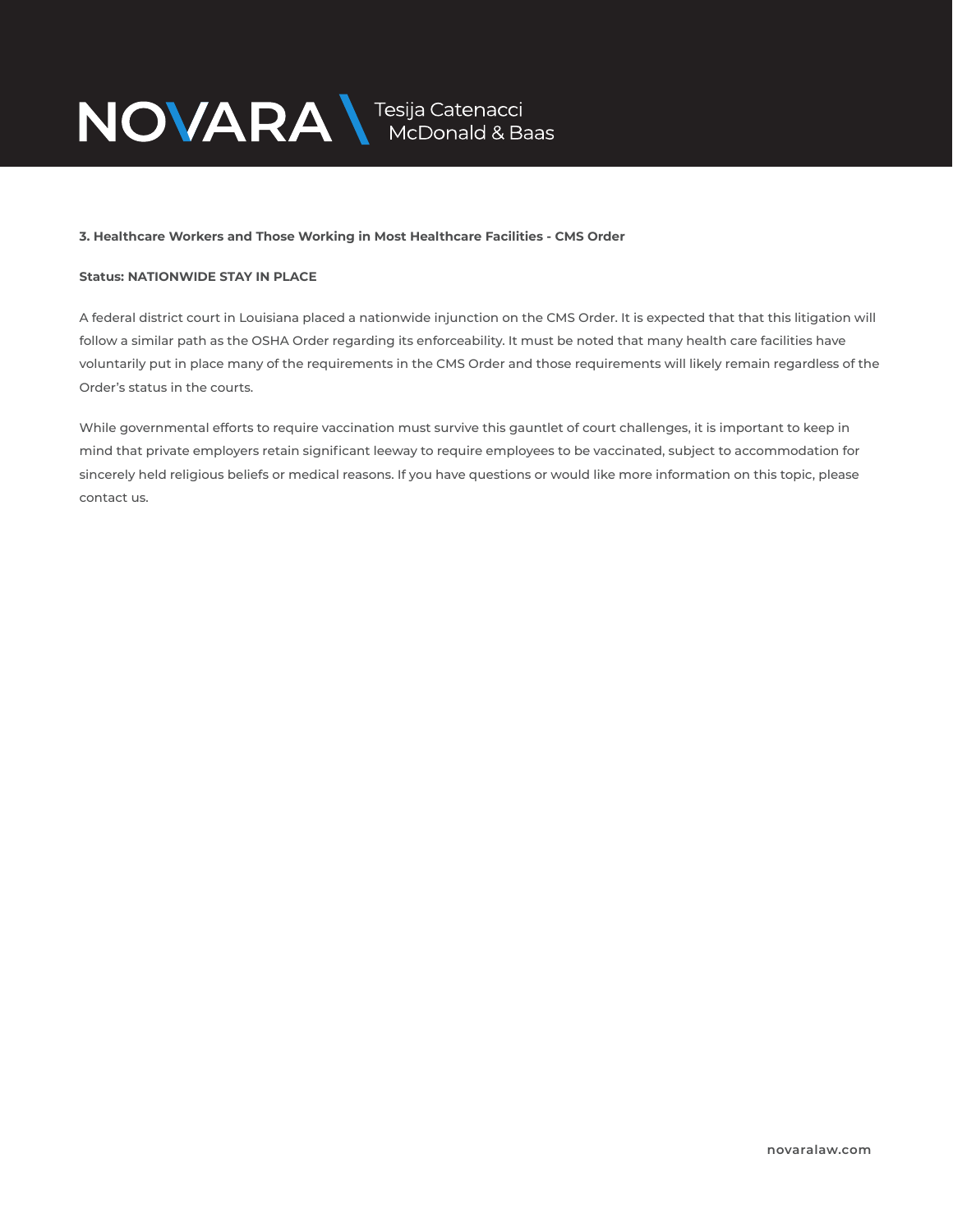**3. Healthcare Workers and Those Working in Most Healthcare Facilities - CMS Order**

**Status: NATIONWIDE STAY IN PLACE**

A federal district court in Louisiana placed a nationwide injunction on the CMS Order. It is expected that that this litigation will follow a similar path as the OSHA Order regarding its enforceability. It must be noted that many health care facilities have voluntarily put in place many of the requirements in the CMS Order and those requirements will likely remain regardless of the Order's status in the courts.

While governmental efforts to require vaccination must survive this gauntlet of court challenges, it is important to keep in mind that private employers retain significant leeway to require employees to be vaccinated, subject to accommodation for sincerely held religious beliefs or medical reasons. If you have questions or would like more information on this topic, please contact us.